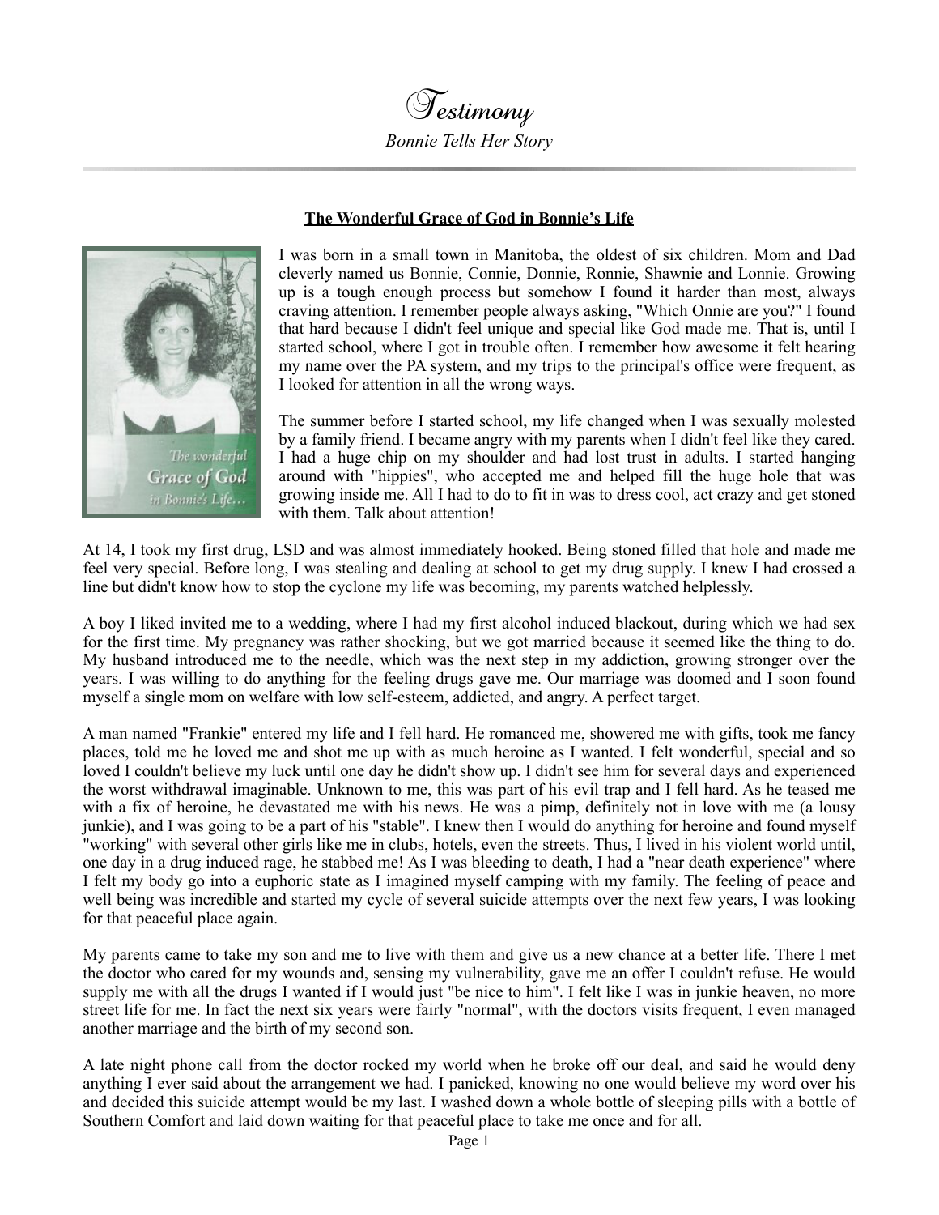# Testimony

*Bonnie Tells Her Story*

---

**The Wonderful Grace of God in Bonnie's Life**

I was born in a small town in Manitoba, the oldest of six children. Mom and Dad cleverly named us Bonnie, Connie, Donnie, Ronnie, Shawnie and Lonnie. Growing up is a tough enough process but somehow I found it harder than most, always craving attention. I remember people always asking, "Which Onnie are you?" I found that hard because I didn't feel unique and special like God made me. That is, until I started school, where I got in trouble often. I remember how awesome it felt hearing my name over the PA system, and my trips to the principal's office were frequent, as I looked for attention in all the wrong ways.

The summer before I started school, my life changed when I was sexually molested by a family friend. I became angry with my parents when I didn't feel like they cared. I had a huge chip on my shoulder and had lost trust in adults. I started hanging around with "hippies", who accepted me and helped fill the huge hole that was growing inside me. All I had to do to fit in was to dress cool, act crazy and get stoned with them. Talk about attention!

At 14, I took my first drug, LSD and was almost immediately hooked. Being stoned filled that hole and made me feel very special. Before long, I was stealing and dealing at school to get my drug supply. I knew I had crossed a line but didn't know how to stop the cyclone my life was becoming, my parents watched helplessly.

A boy I liked invited me to a wedding, where I had my first alcohol induced blackout, during which we had sex for the first time. My pregnancy was rather shocking, but we got married because it seemed like the thing to do. My husband introduced me to the needle, which was the next step in my addiction, growing stronger over the years. I was willing to do anything for the feeling drugs gave me. Our marriage was doomed and I soon found myself a single mom on welfare with low self-esteem, addicted, and angry. A perfect target.

A man named "Frankie" entered my life and I fell hard. He romanced me, showered me with gifts, took me fancy places, told me he loved me and shot me up with as much heroine as I wanted. I felt wonderful, special and so loved I couldn't believe my luck until one day he didn't show up. I didn't see him for several days and experienced the worst withdrawal imaginable. Unknown to me, this was part of his evil trap and I fell hard. As he teased me with a fix of heroine, he devastated me with his news. He was a pimp, definitely not in love with me (a lousy junkie), and I was going to be a part of his "stable". I knew then I would do anything for heroine and found myself "working" with several other girls like me in clubs, hotels, even the streets. Thus, I lived in his violent world until, one day in a drug induced rage, he stabbed me! As I was bleeding to death, I had a "near death experience" where I felt my body go into a euphoric state as I imagined myself camping with my family. The feeling of peace and well being was incredible and started my cycle of several suicide attempts over the next few years, I was looking for that peaceful place again.

My parents came to take my son and me to live with them and give us a new chance at a better life. There I met the doctor who cared for my wounds and, sensing my vulnerability, gave me an offer I couldn't refuse. He would supply me with all the drugs I wanted if I would just "be nice to him". I felt like I was in junkie heaven, no more street life for me. In fact the next six years were fairly "normal", with the doctors visits frequent, I even managed another marriage and the birth of my second son.

A late night phone call from the doctor rocked my world when he broke off our deal, and said he would deny anything I ever said about the arrangement we had. I panicked, knowing no one would believe my word over his and decided this suicide attempt would be my last. I washed down a whole bottle of sleeping pills with a bottle of Southern Comfort and laid down waiting for that peaceful place to take me once and for all.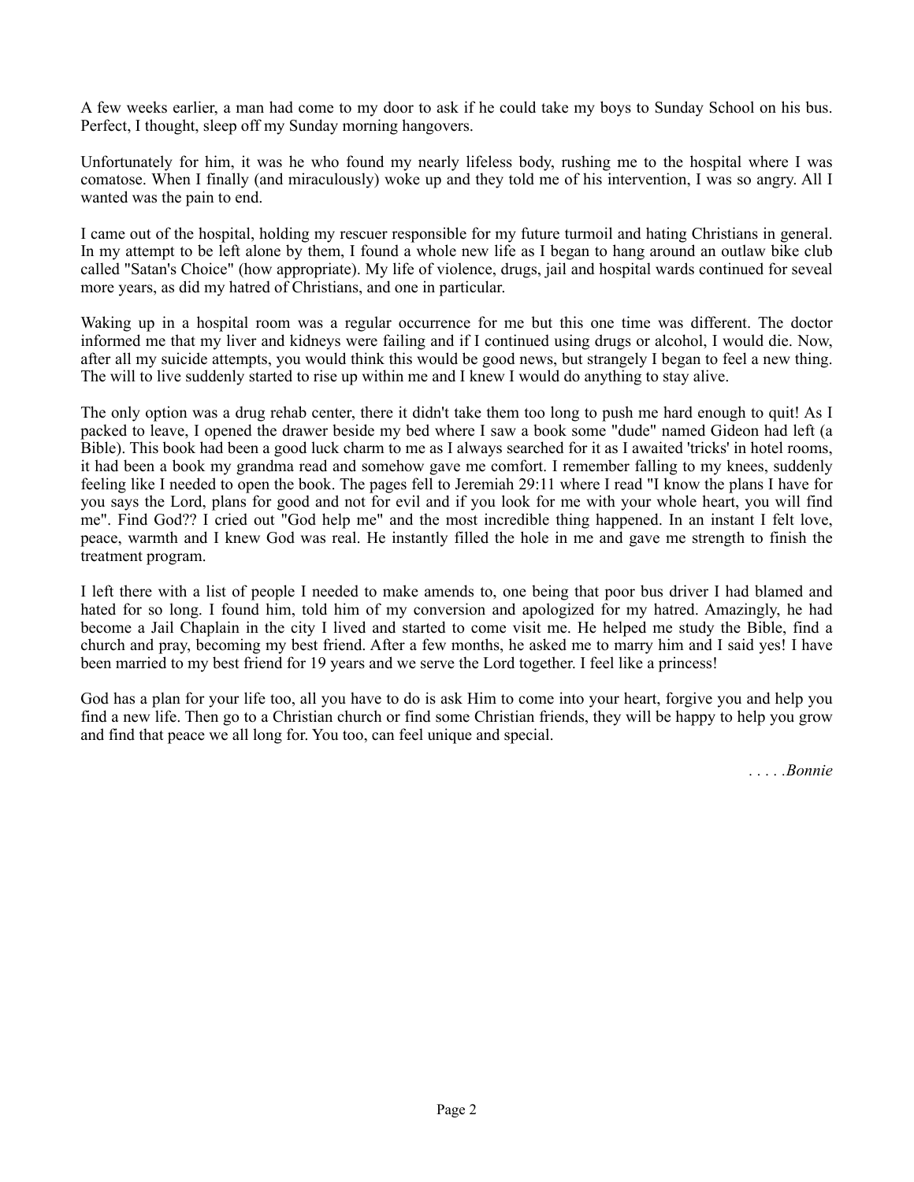A few weeks earlier, a man had come to my door to ask if he could take my boys to Sunday School on his bus. Perfect, I thought, sleep off my Sunday morning hangovers.

Unfortunately for him, it was he who found my nearly lifeless body, rushing me to the hospital where I was comatose. When I finally (and miraculously) woke up and they told me of his intervention, I was so angry. All I wanted was the pain to end.

I came out of the hospital, holding my rescuer responsible for my future turmoil and hating Christians in general. In my attempt to be left alone by them, I found a whole new life as I began to hang around an outlaw bike club called "Satan's Choice" (how appropriate). My life of violence, drugs, jail and hospital wards continued for seveal more years, as did my hatred of Christians, and one in particular.

Waking up in a hospital room was a regular occurrence for me but this one time was different. The doctor informed me that my liver and kidneys were failing and if I continued using drugs or alcohol, I would die. Now, after all my suicide attempts, you would think this would be good news, but strangely I began to feel a new thing. The will to live suddenly started to rise up within me and I knew I would do anything to stay alive.

The only option was a drug rehab center, there it didn't take them too long to push me hard enough to quit! As I packed to leave, I opened the drawer beside my bed where I saw a book some "dude" named Gideon had left (a Bible). This book had been a good luck charm to me as I always searched for it as I awaited 'tricks' in hotel rooms, it had been a book my grandma read and somehow gave me comfort. I remember falling to my knees, suddenly feeling like I needed to open the book. The pages fell to Jeremiah 29:11 where I read "I know the plans I have for you says the Lord, plans for good and not for evil and if you look for me with your whole heart, you will find me". Find God?? I cried out "God help me" and the most incredible thing happened. In an instant I felt love, peace, warmth and I knew God was real. He instantly filled the hole in me and gave me strength to finish the treatment program.

I left there with a list of people I needed to make amends to, one being that poor bus driver I had blamed and hated for so long. I found him, told him of my conversion and apologized for my hatred. Amazingly, he had become a Jail Chaplain in the city I lived and started to come visit me. He helped me study the Bible, find a church and pray, becoming my best friend. After a few months, he asked me to marry him and I said yes! I have been married to my best friend for 19 years and we serve the Lord together. I feel like a princess!

God has a plan for your life too, all you have to do is ask Him to come into your heart, forgive you and help you find a new life. Then go to a Christian church or find some Christian friends, they will be happy to help you grow and find that peace we all long for. You too, can feel unique and special.

*. . . . .Bonnie*